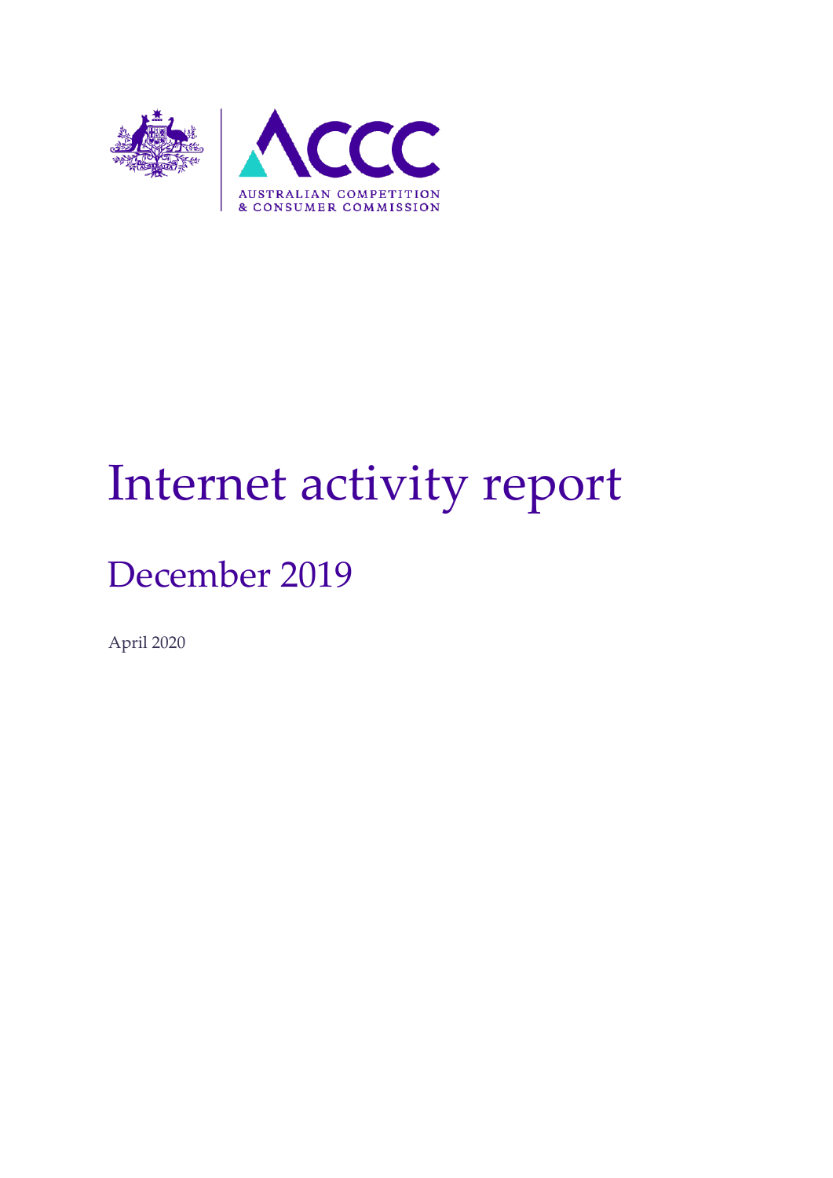# Internet activity report

## December 2019

April 2020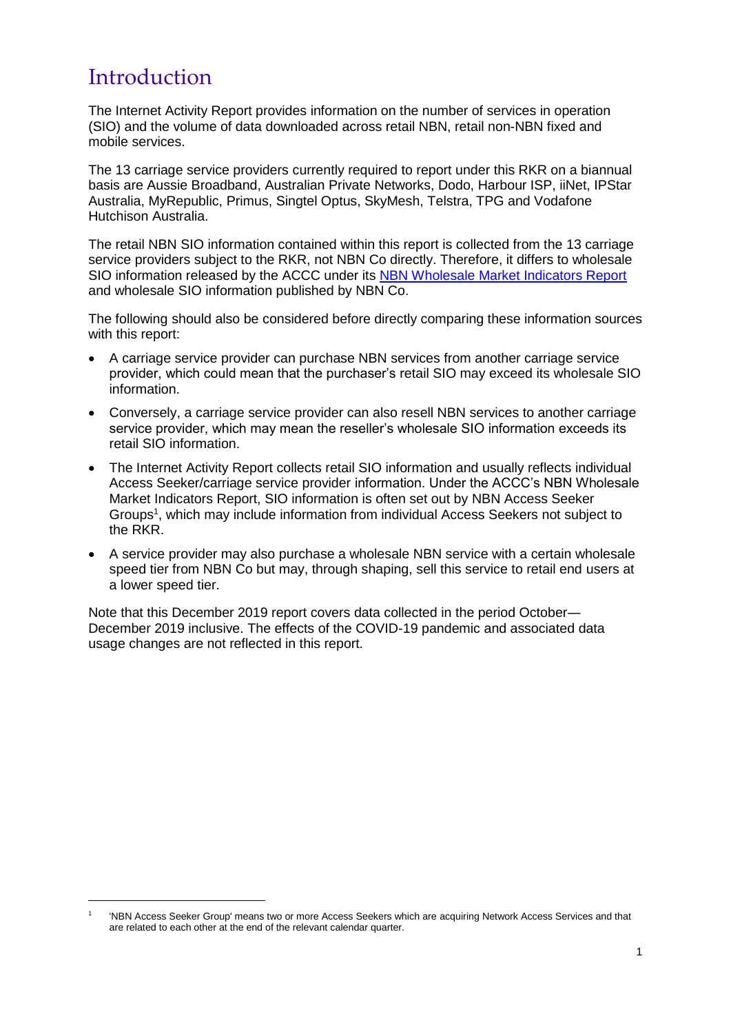# Introduction

The Internet Activity Report provides information on the number of services in operation (SIO) and the volume of data downloaded across retail NBN, retail non-NBN fixed and mobile services.

The 13 carriage service providers currently required to report under this RKR on a biannual basis are Aussie Broadband, Australian Private Networks, Dodo, Harbour ISP, iiNet, IPStar Australia, MyRepublic, Primus, Singtel Optus, SkyMesh, Telstra, TPG and Vodafone Hutchison Australia.

The retail NBN SIO information contained within this report is collected from the 13 carriage service providers subject to the RKR, not NBN Co directly. Therefore, it differs to wholesale SIO information released by the ACCC under its [NBN Wholesale Market Indicators Report] and wholesale SIO information published by NBN Co.

The following should also be considered before directly comparing these information sources with this report:

- A carriage service provider can purchase NBN services from another carriage service provider, which could mean that the purchaser's retail SIO may exceed its wholesale SIO information.
- Conversely, a carriage service provider can also resell NBN services to another carriage service provider, which may mean the reseller's wholesale SIO information exceeds its retail SIO information.
- The Internet Activity Report collects retail SIO information and usually reflects individual Access Seeker/carriage service provider information. Under the ACCC's NBN Wholesale Market Indicators Report, SIO information is often set out by NBN Access Seeker Groups[1], which may include information from individual Access Seekers not subject to the RKR.
- A service provider may also purchase a wholesale NBN service with a certain wholesale speed tier from NBN Co but may, through shaping, sell this service to retail end users at a lower speed tier.

Note that this December 2019 report covers data collected in the period October—December 2019 inclusive. The effects of the COVID-19 pandemic and associated data usage changes are not reflected in this report.

[1] 'NBN Access Seeker Group' means two or more Access Seekers which are acquiring Network Access Services and that are related to each other at the end of the relevant calendar quarter.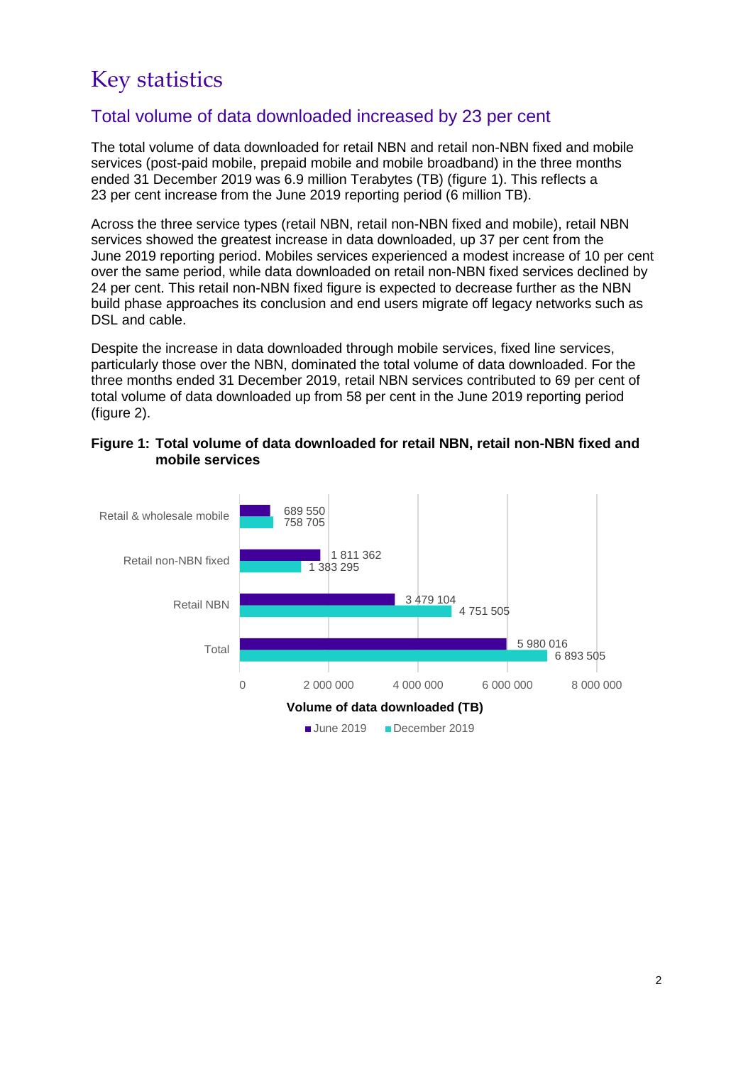# Key statistics

## Total volume of data downloaded increased by 23 per cent

The total volume of data downloaded for retail NBN and retail non-NBN fixed and mobile services (post-paid mobile, prepaid mobile and mobile broadband) in the three months ended 31 December 2019 was 6.9 million Terabytes (TB) (figure 1). This reflects a 23 per cent increase from the June 2019 reporting period (6 million TB).

Across the three service types (retail NBN, retail non-NBN fixed and mobile), retail NBN services showed the greatest increase in data downloaded, up 37 per cent from the June 2019 reporting period. Mobiles services experienced a modest increase of 10 per cent over the same period, while data downloaded on retail non-NBN fixed services declined by 24 per cent. This retail non-NBN fixed figure is expected to decrease further as the NBN build phase approaches its conclusion and end users migrate off legacy networks such as DSL and cable.

Despite the increase in data downloaded through mobile services, fixed line services, particularly those over the NBN, dominated the total volume of data downloaded. For the three months ended 31 December 2019, retail NBN services contributed to 69 per cent of total volume of data downloaded up from 58 per cent in the June 2019 reporting period (figure 2).

**Figure 1: Total volume of data downloaded for retail NBN, retail non-NBN fixed and mobile services**

| Volume of data downloaded (TB) | June 2019 | December 2019 |
|---|---|---|
| Retail & wholesale mobile | 689 550 | 758 705 |
| Retail non-NBN fixed | 1 811 362 | 1 383 295 |
| Retail NBN | 3 479 104 | 4 751 505 |
| Total | 5 980 016 | 6 893 505 |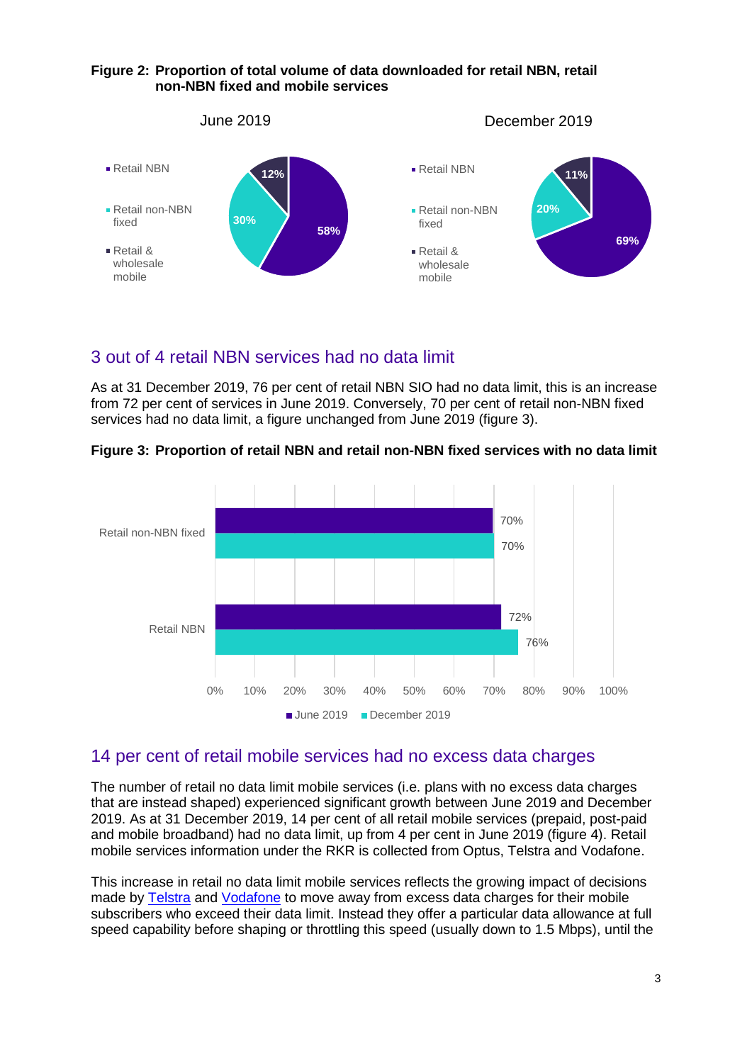**Figure 2: Proportion of total volume of data downloaded for retail NBN, retail non-NBN fixed and mobile services**

| Service | June 2019 | December 2019 |
| --- | --- | --- |
| Retail NBN | 58% | 69% |
| Retail non-NBN fixed | 30% | 20% |
| Retail & wholesale mobile | 12% | 11% |

## 3 out of 4 retail NBN services had no data limit

As at 31 December 2019, 76 per cent of retail NBN SIO had no data limit, this is an increase from 72 per cent of services in June 2019. Conversely, 70 per cent of retail non-NBN fixed services had no data limit, a figure unchanged from June 2019 (figure 3).

**Figure 3: Proportion of retail NBN and retail non-NBN fixed services with no data limit**

| Service | June 2019 | December 2019 |
| --- | --- | --- |
| Retail non-NBN fixed | 70% | 70% |
| Retail NBN | 72% | 76% |

## 14 per cent of retail mobile services had no excess data charges

The number of retail no data limit mobile services (i.e. plans with no excess data charges that are instead shaped) experienced significant growth between June 2019 and December 2019. As at 31 December 2019, 14 per cent of all retail mobile services (prepaid, post-paid and mobile broadband) had no data limit, up from 4 per cent in June 2019 (figure 4). Retail mobile services information under the RKR is collected from Optus, Telstra and Vodafone.

This increase in retail no data limit mobile services reflects the growing impact of decisions made by Telstra and Vodafone to move away from excess data charges for their mobile subscribers who exceed their data limit. Instead they offer a particular data allowance at full speed capability before shaping or throttling this speed (usually down to 1.5 Mbps), until the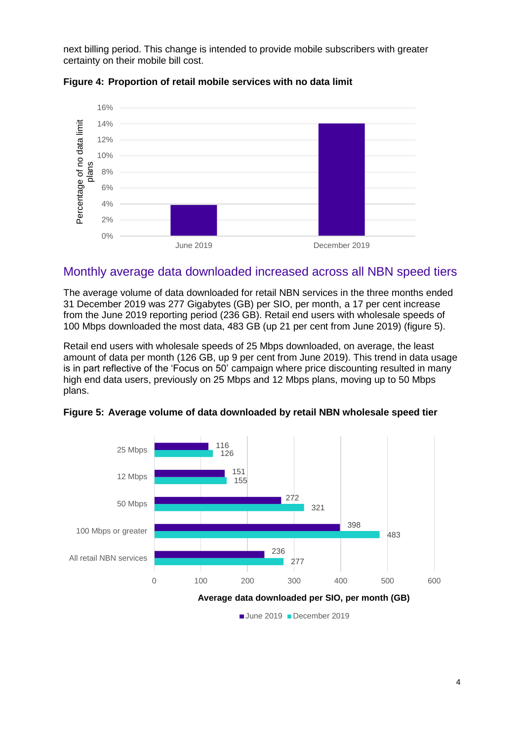next billing period. This change is intended to provide mobile subscribers with greater certainty on their mobile bill cost.

**Figure 4: Proportion of retail mobile services with no data limit**

## Monthly average data downloaded increased across all NBN speed tiers

The average volume of data downloaded for retail NBN services in the three months ended 31 December 2019 was 277 Gigabytes (GB) per SIO, per month, a 17 per cent increase from the June 2019 reporting period (236 GB). Retail end users with wholesale speeds of 100 Mbps downloaded the most data, 483 GB (up 21 per cent from June 2019) (figure 5).

Retail end users with wholesale speeds of 25 Mbps downloaded, on average, the least amount of data per month (126 GB, up 9 per cent from June 2019). This trend in data usage is in part reflective of the 'Focus on 50' campaign where price discounting resulted in many high end data users, previously on 25 Mbps and 12 Mbps plans, moving up to 50 Mbps plans.

**Figure 5: Average volume of data downloaded by retail NBN wholesale speed tier**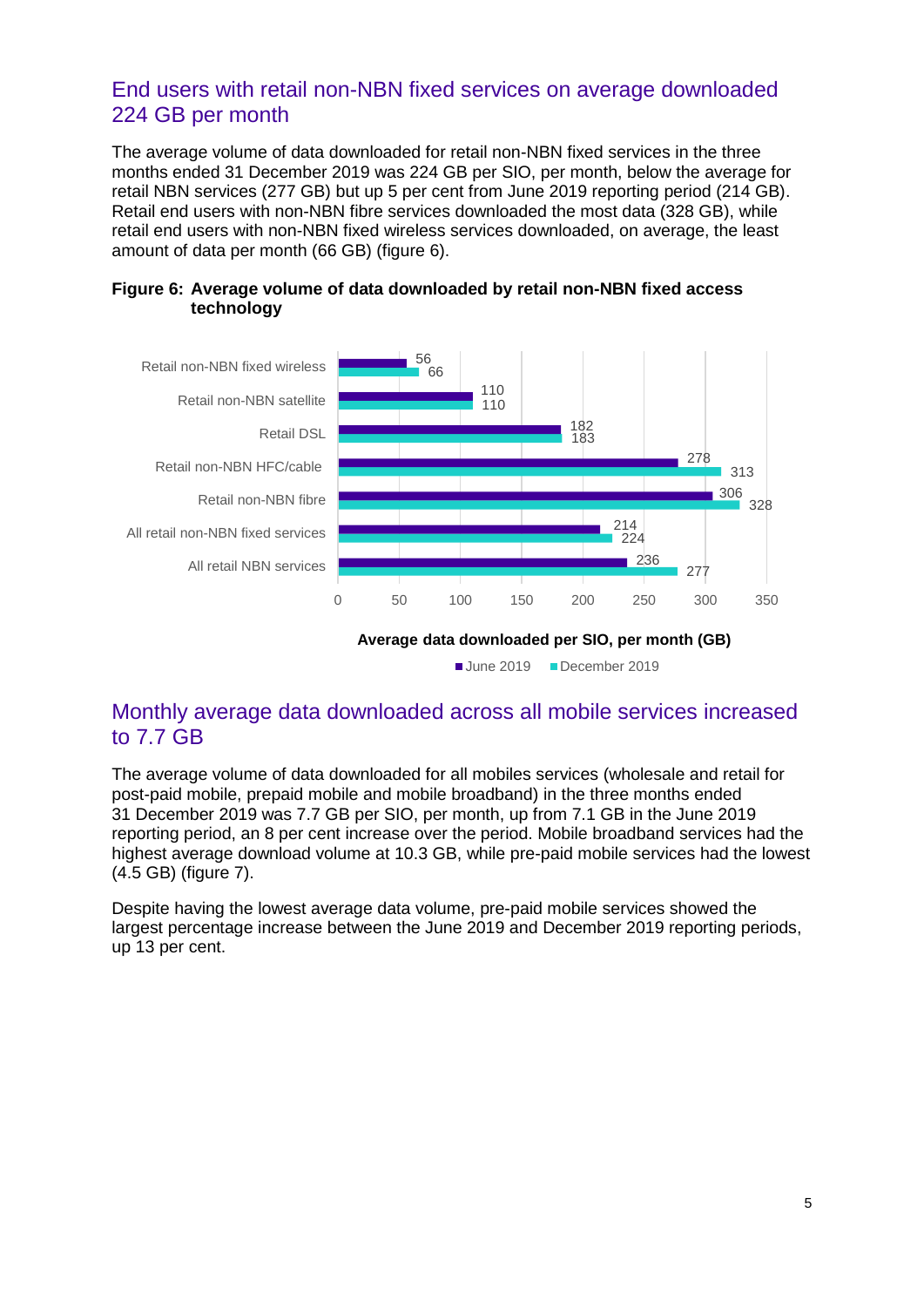## End users with retail non-NBN fixed services on average downloaded 224 GB per month

The average volume of data downloaded for retail non-NBN fixed services in the three months ended 31 December 2019 was 224 GB per SIO, per month, below the average for retail NBN services (277 GB) but up 5 per cent from June 2019 reporting period (214 GB). Retail end users with non-NBN fibre services downloaded the most data (328 GB), while retail end users with non-NBN fixed wireless services downloaded, on average, the least amount of data per month (66 GB) (figure 6).

**Figure 6: Average volume of data downloaded by retail non-NBN fixed access technology**

| | June 2019 | December 2019 |
|---|---|---|
| Retail non-NBN fixed wireless | 56 | 66 |
| Retail non-NBN satellite | 110 | 110 |
| Retail DSL | 182 | 183 |
| Retail non-NBN HFC/cable | 278 | 313 |
| Retail non-NBN fibre | 306 | 328 |
| All retail non-NBN fixed services | 214 | 224 |
| All retail NBN services | 236 | 277 |

Average data downloaded per SIO, per month (GB)

## Monthly average data downloaded across all mobile services increased to 7.7 GB

The average volume of data downloaded for all mobiles services (wholesale and retail for post-paid mobile, prepaid mobile and mobile broadband) in the three months ended 31 December 2019 was 7.7 GB per SIO, per month, up from 7.1 GB in the June 2019 reporting period, an 8 per cent increase over the period. Mobile broadband services had the highest average download volume at 10.3 GB, while pre-paid mobile services had the lowest (4.5 GB) (figure 7).

Despite having the lowest average data volume, pre-paid mobile services showed the largest percentage increase between the June 2019 and December 2019 reporting periods, up 13 per cent.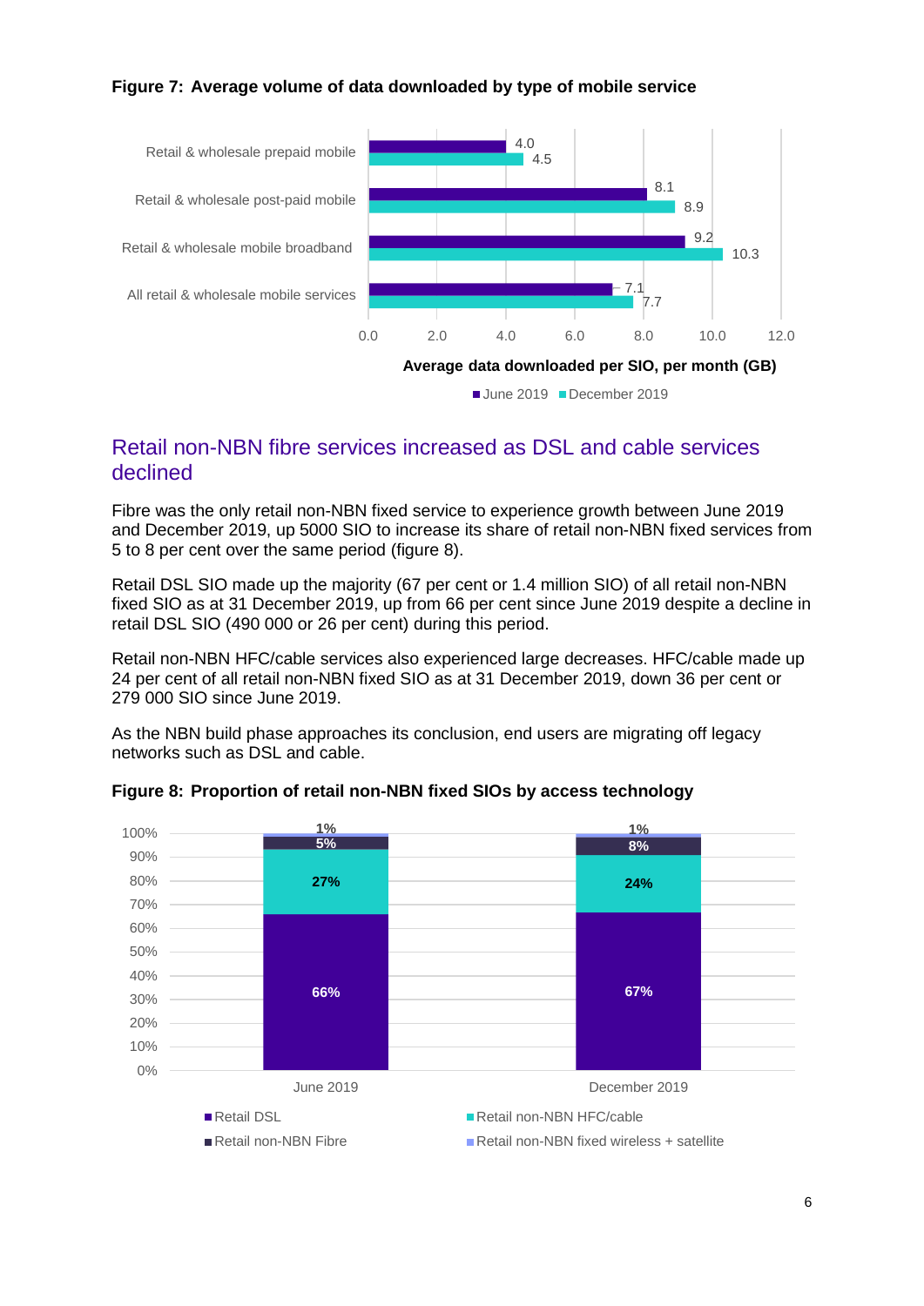**Figure 7: Average volume of data downloaded by type of mobile service**

Retail & wholesale prepaid mobile
4.0
4.5

Retail & wholesale post-paid mobile
8.1
8.9

Retail & wholesale mobile broadband
9.2
10.3

All retail & wholesale mobile services
7.1
7.7

0.0 2.0 4.0 6.0 8.0 10.0 12.0

Average data downloaded per SIO, per month (GB)

June 2019 December 2019

## Retail non-NBN fibre services increased as DSL and cable services declined

Fibre was the only retail non-NBN fixed service to experience growth between June 2019 and December 2019, up 5000 SIO to increase its share of retail non-NBN fixed services from 5 to 8 per cent over the same period (figure 8).

Retail DSL SIO made up the majority (67 per cent or 1.4 million SIO) of all retail non-NBN fixed SIO as at 31 December 2019, up from 66 per cent since June 2019 despite a decline in retail DSL SIO (490 000 or 26 per cent) during this period.

Retail non-NBN HFC/cable services also experienced large decreases. HFC/cable made up 24 per cent of all retail non-NBN fixed SIO as at 31 December 2019, down 36 per cent or 279 000 SIO since June 2019.

As the NBN build phase approaches its conclusion, end users are migrating off legacy networks such as DSL and cable.

**Figure 8: Proportion of retail non-NBN fixed SIOs by access technology**

100% 90% 80% 70% 60% 50% 40% 30% 20% 10% 0%

June 2019: 66%, 27%, 5%, 1%

December 2019: 67%, 24%, 8%, 1%

Retail DSL
Retail non-NBN HFC/cable
Retail non-NBN Fibre
Retail non-NBN fixed wireless + satellite